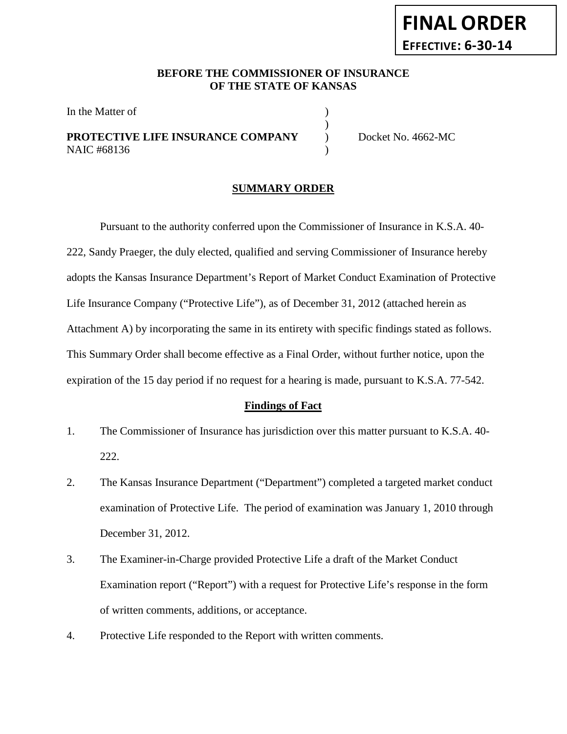**FINAL ORDER**
**EFFECTIVE: 6-30-14**

**BEFORE THE COMMISSIONER OF INSURANCE**
**OF THE STATE OF KANSAS**

In the Matter of )
)
**PROTECTIVE LIFE INSURANCE COMPANY** ) Docket No. 4662-MC
NAIC #68136 )

## SUMMARY ORDER

Pursuant to the authority conferred upon the Commissioner of Insurance in K.S.A. 40-222, Sandy Praeger, the duly elected, qualified and serving Commissioner of Insurance hereby adopts the Kansas Insurance Department's Report of Market Conduct Examination of Protective Life Insurance Company ("Protective Life"), as of December 31, 2012 (attached herein as Attachment A) by incorporating the same in its entirety with specific findings stated as follows. This Summary Order shall become effective as a Final Order, without further notice, upon the expiration of the 15 day period if no request for a hearing is made, pursuant to K.S.A. 77-542.

### Findings of Fact

1. The Commissioner of Insurance has jurisdiction over this matter pursuant to K.S.A. 40-222.
2. The Kansas Insurance Department ("Department") completed a targeted market conduct examination of Protective Life. The period of examination was January 1, 2010 through December 31, 2012.
3. The Examiner-in-Charge provided Protective Life a draft of the Market Conduct Examination report ("Report") with a request for Protective Life's response in the form of written comments, additions, or acceptance.
4. Protective Life responded to the Report with written comments.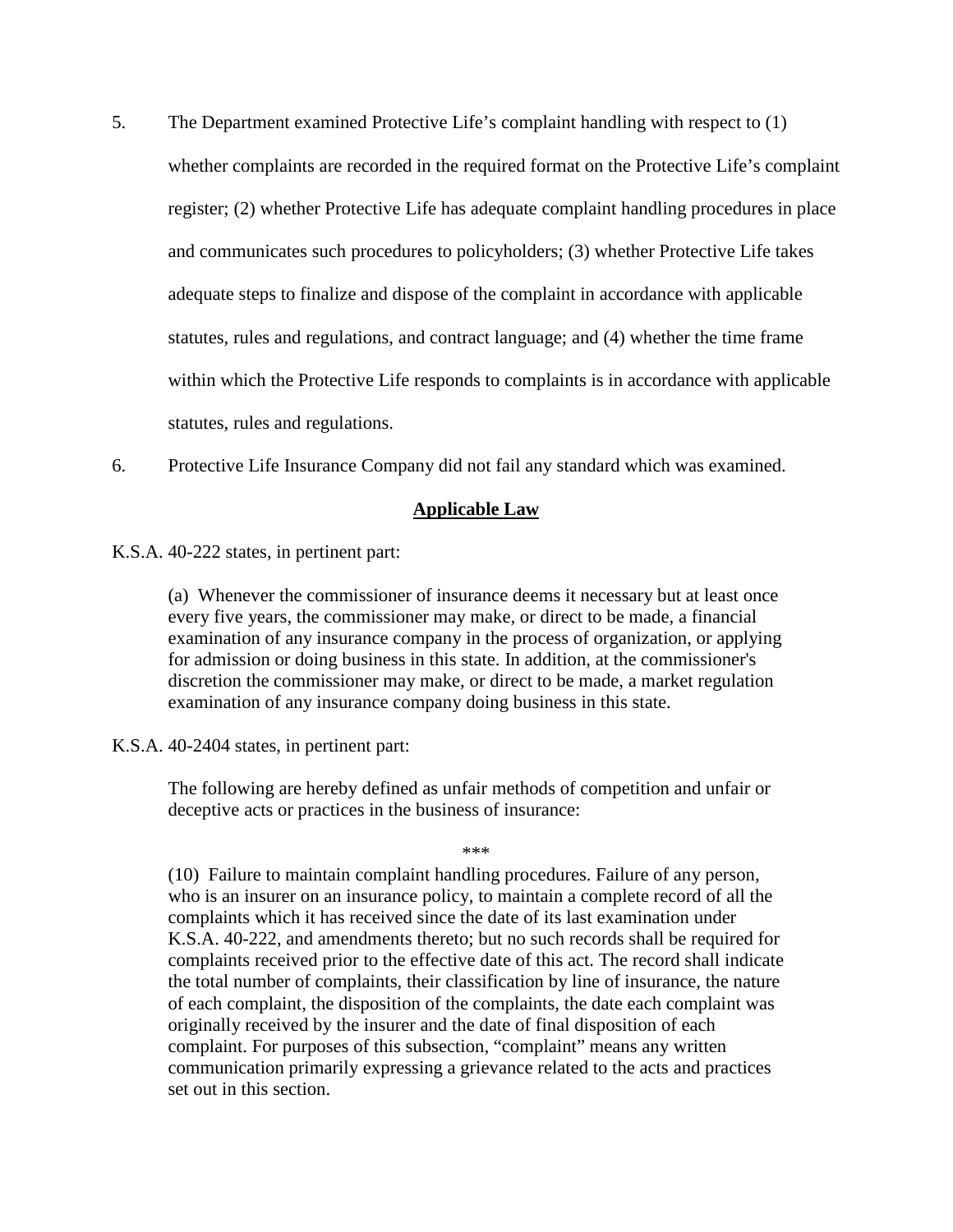5. The Department examined Protective Life's complaint handling with respect to (1) whether complaints are recorded in the required format on the Protective Life's complaint register; (2) whether Protective Life has adequate complaint handling procedures in place and communicates such procedures to policyholders; (3) whether Protective Life takes adequate steps to finalize and dispose of the complaint in accordance with applicable statutes, rules and regulations, and contract language; and (4) whether the time frame within which the Protective Life responds to complaints is in accordance with applicable statutes, rules and regulations.

6. Protective Life Insurance Company did not fail any standard which was examined.

## Applicable Law

K.S.A. 40-222 states, in pertinent part:

> (a) Whenever the commissioner of insurance deems it necessary but at least once every five years, the commissioner may make, or direct to be made, a financial examination of any insurance company in the process of organization, or applying for admission or doing business in this state. In addition, at the commissioner's discretion the commissioner may make, or direct to be made, a market regulation examination of any insurance company doing business in this state.

K.S.A. 40-2404 states, in pertinent part:

> The following are hereby defined as unfair methods of competition and unfair or deceptive acts or practices in the business of insurance:
>
> ***
>
> (10) Failure to maintain complaint handling procedures. Failure of any person, who is an insurer on an insurance policy, to maintain a complete record of all the complaints which it has received since the date of its last examination under K.S.A. 40-222, and amendments thereto; but no such records shall be required for complaints received prior to the effective date of this act. The record shall indicate the total number of complaints, their classification by line of insurance, the nature of each complaint, the disposition of the complaints, the date each complaint was originally received by the insurer and the date of final disposition of each complaint. For purposes of this subsection, "complaint" means any written communication primarily expressing a grievance related to the acts and practices set out in this section.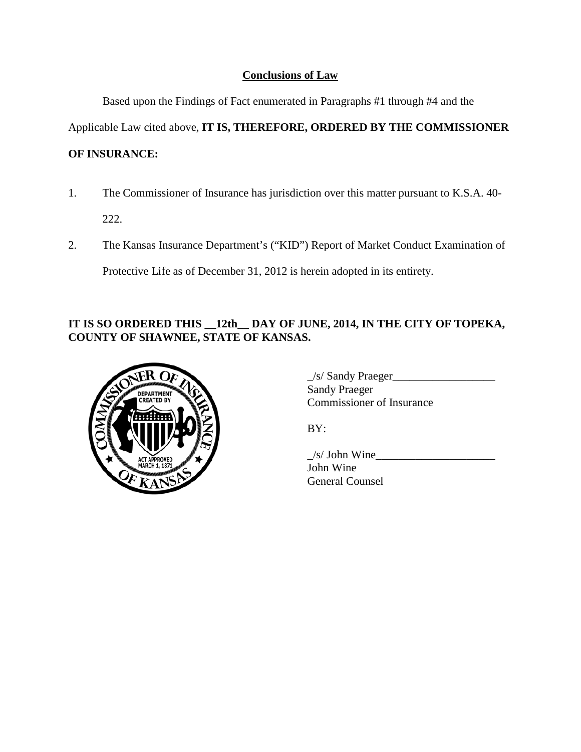## Conclusions of Law

Based upon the Findings of Fact enumerated in Paragraphs #1 through #4 and the Applicable Law cited above, **IT IS, THEREFORE, ORDERED BY THE COMMISSIONER OF INSURANCE:**

1. The Commissioner of Insurance has jurisdiction over this matter pursuant to K.S.A. 40-222.

2. The Kansas Insurance Department's ("KID") Report of Market Conduct Examination of Protective Life as of December 31, 2012 is herein adopted in its entirety.

**IT IS SO ORDERED THIS __12th__ DAY OF JUNE, 2014, IN THE CITY OF TOPEKA, COUNTY OF SHAWNEE, STATE OF KANSAS.**

_/s/ Sandy Praeger__________________
Sandy Praeger
Commissioner of Insurance

BY:

_/s/ John Wine_____________________
John Wine
General Counsel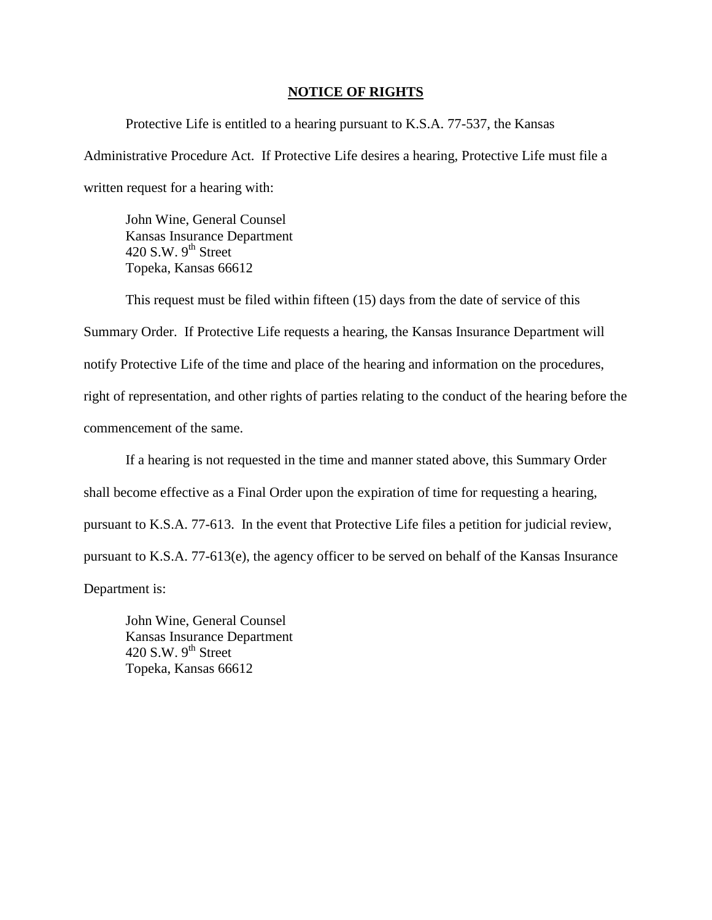## NOTICE OF RIGHTS

Protective Life is entitled to a hearing pursuant to K.S.A. 77-537, the Kansas Administrative Procedure Act. If Protective Life desires a hearing, Protective Life must file a written request for a hearing with:

John Wine, General Counsel  
Kansas Insurance Department  
420 S.W. 9th Street  
Topeka, Kansas 66612

This request must be filed within fifteen (15) days from the date of service of this Summary Order. If Protective Life requests a hearing, the Kansas Insurance Department will notify Protective Life of the time and place of the hearing and information on the procedures, right of representation, and other rights of parties relating to the conduct of the hearing before the commencement of the same.

If a hearing is not requested in the time and manner stated above, this Summary Order shall become effective as a Final Order upon the expiration of time for requesting a hearing, pursuant to K.S.A. 77-613. In the event that Protective Life files a petition for judicial review, pursuant to K.S.A. 77-613(e), the agency officer to be served on behalf of the Kansas Insurance Department is:

John Wine, General Counsel  
Kansas Insurance Department  
420 S.W. 9th Street  
Topeka, Kansas 66612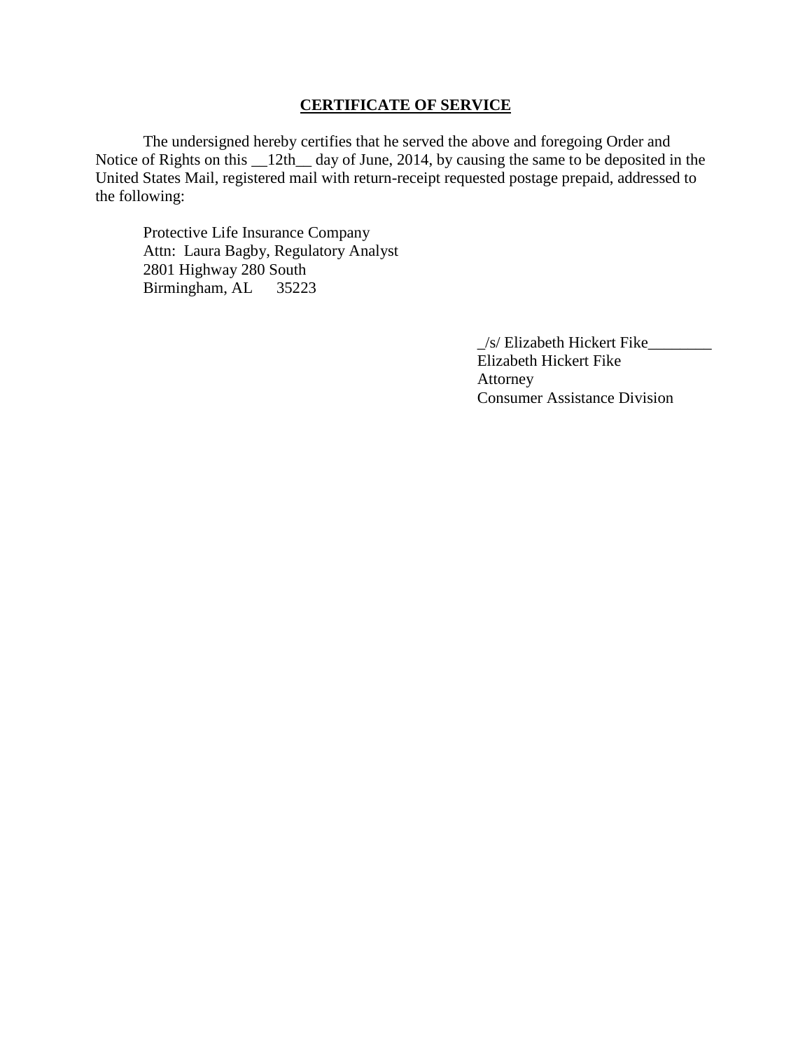## **CERTIFICATE OF SERVICE**

The undersigned hereby certifies that he served the above and foregoing Order and Notice of Rights on this __12th__ day of June, 2014, by causing the same to be deposited in the United States Mail, registered mail with return-receipt requested postage prepaid, addressed to the following:

Protective Life Insurance Company
Attn: Laura Bagby, Regulatory Analyst
2801 Highway 280 South
Birmingham, AL 35223

_/s/ Elizabeth Hickert Fike________
Elizabeth Hickert Fike
Attorney
Consumer Assistance Division